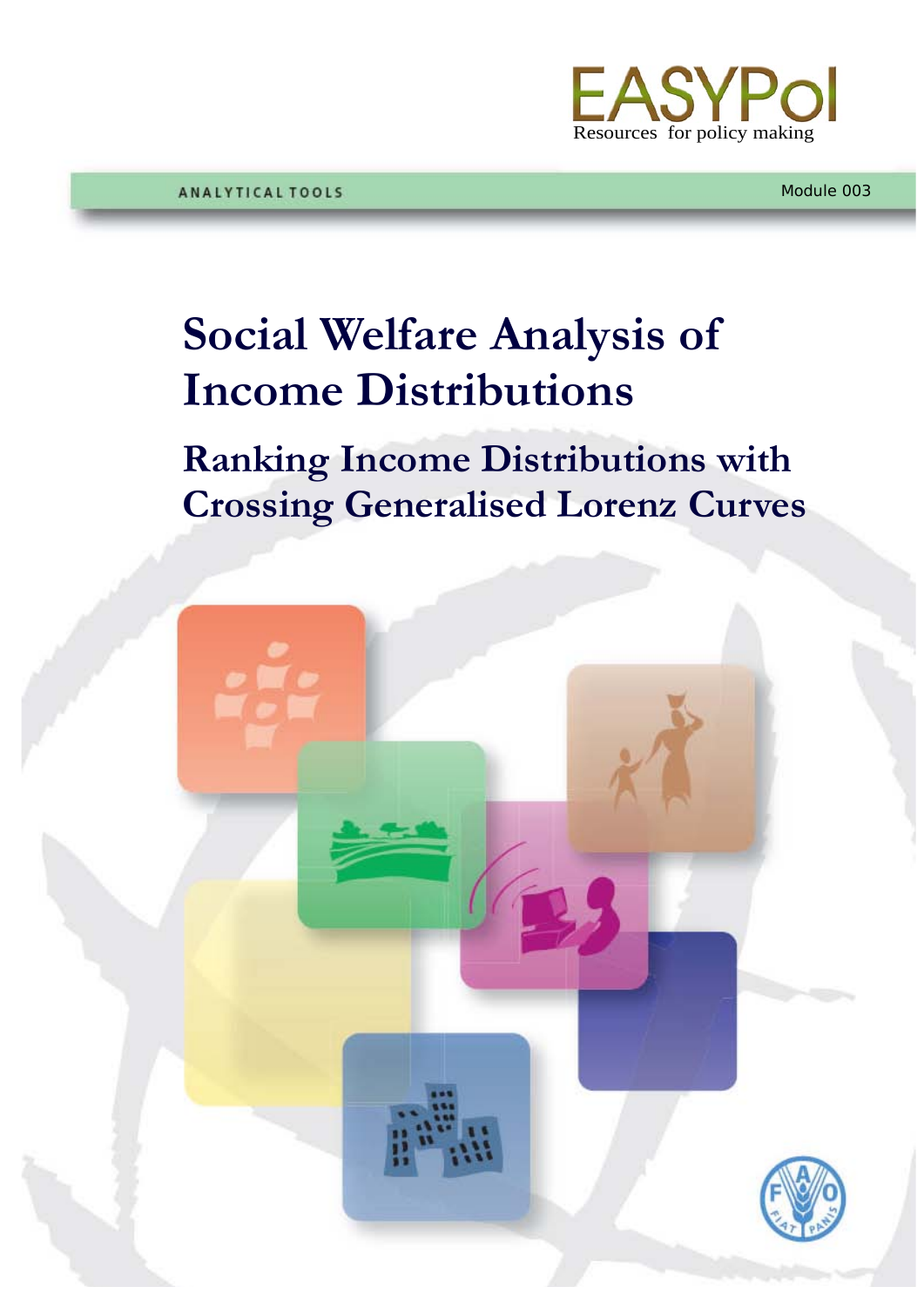EASYPol

Resources for policy making

ANALYTICAL TOOLS

Module 003

# Social Welfare Analysis of Income Distributions

## Ranking Income Distributions with Crossing Generalised Lorenz Curves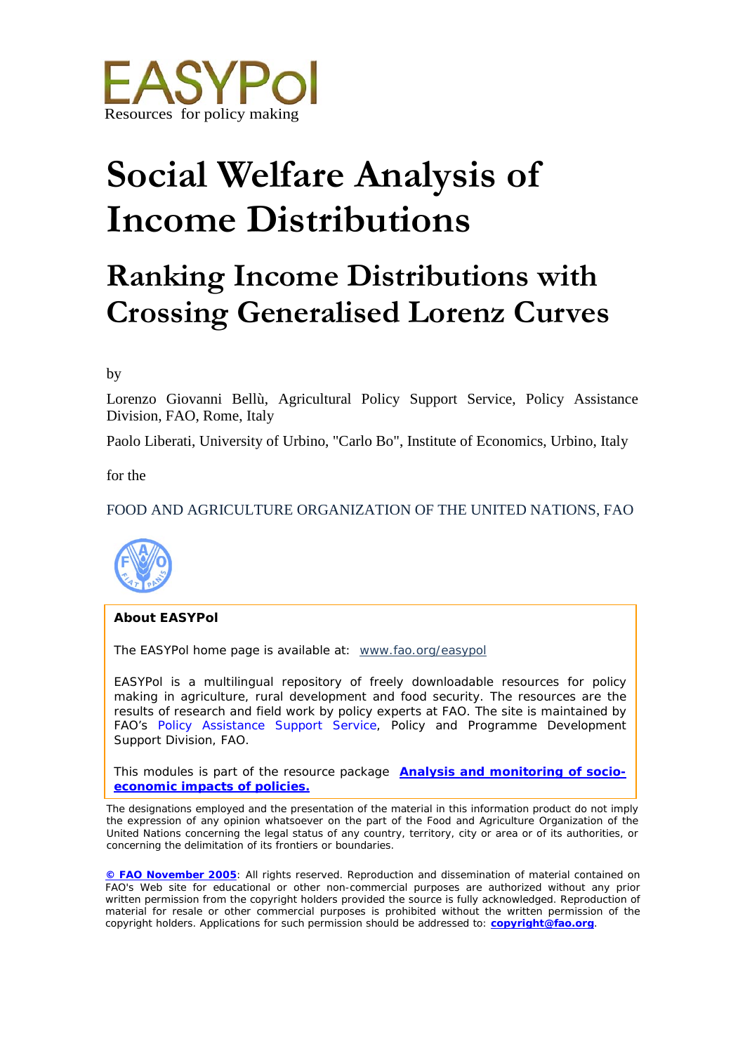EASYPol

Resources for policy making

# Social Welfare Analysis of Income Distributions

## Ranking Income Distributions with Crossing Generalised Lorenz Curves

by

Lorenzo Giovanni Bellù, Agricultural Policy Support Service, Policy Assistance Division, FAO, Rome, Italy

Paolo Liberati, University of Urbino, "Carlo Bo", Institute of Economics, Urbino, Italy

for the

FOOD AND AGRICULTURE ORGANIZATION OF THE UNITED NATIONS, FAO

**About EASYPol**

The EASYPol home page is available at: www.fao.org/easypol

EASYPol is a multilingual repository of freely downloadable resources for policy making in agriculture, rural development and food security. The resources are the results of research and field work by policy experts at FAO. The site is maintained by FAO's Policy Assistance Support Service, Policy and Programme Development Support Division, FAO.

This modules is part of the resource package **Analysis and monitoring of socio-economic impacts of policies.**

The designations employed and the presentation of the material in this information product do not imply the expression of any opinion whatsoever on the part of the Food and Agriculture Organization of the United Nations concerning the legal status of any country, territory, city or area or of its authorities, or concerning the delimitation of its frontiers or boundaries.

**© FAO November 2005**: All rights reserved. Reproduction and dissemination of material contained on FAO's Web site for educational or other non-commercial purposes are authorized without any prior written permission from the copyright holders provided the source is fully acknowledged. Reproduction of material for resale or other commercial purposes is prohibited without the written permission of the copyright holders. Applications for such permission should be addressed to: **copyright@fao.org**.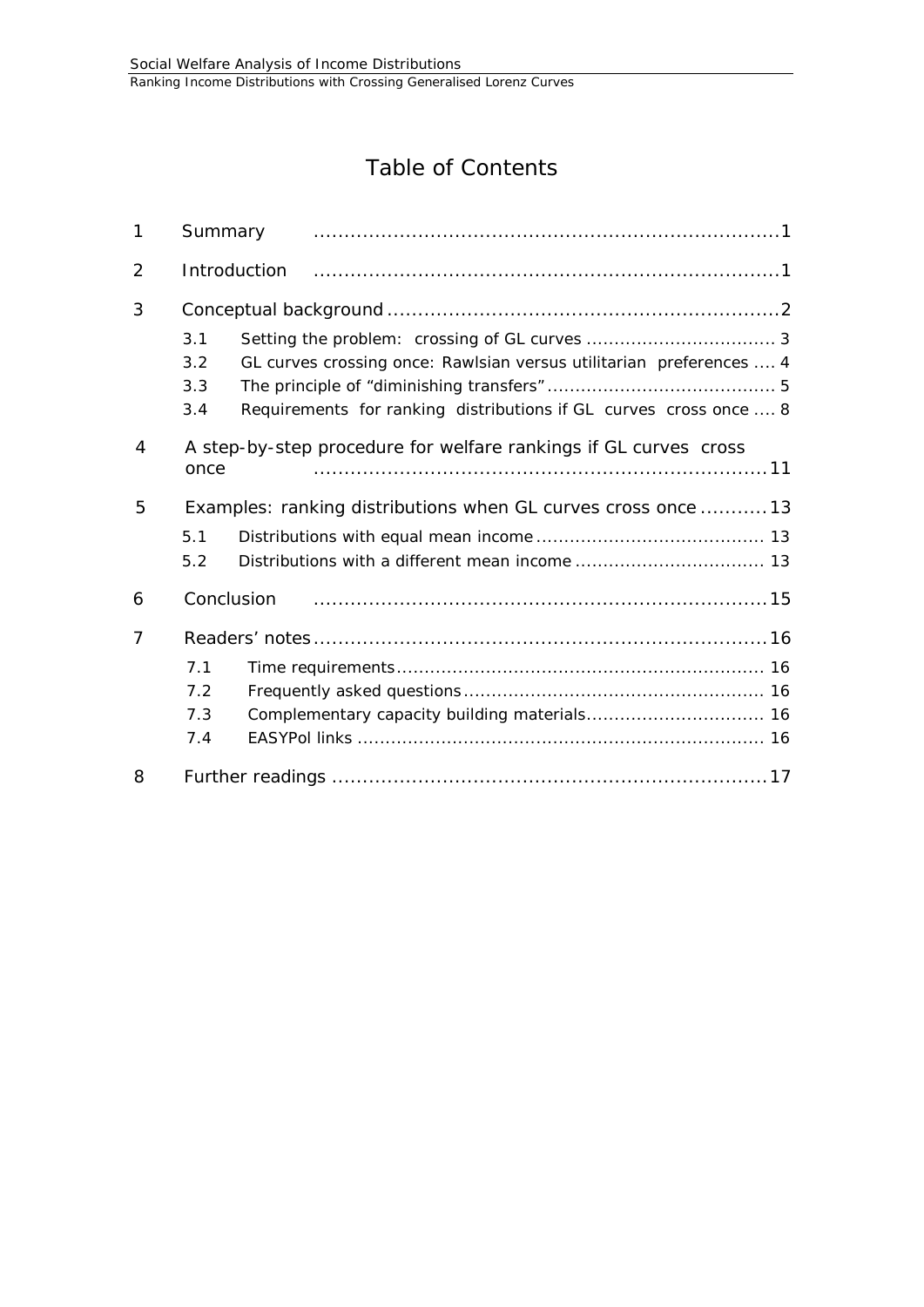# Table of Contents

1 Summary ........................................................................1

2 Introduction ..................................................................1

3 Conceptual background ..............................................................2

- 3.1 Setting the problem: crossing of GL curves .................................. 3
- 3.2 GL curves crossing once: Rawlsian versus utilitarian preferences .... 4
- 3.3 The principle of "diminishing transfers" ......................................... 5
- 3.4 Requirements for ranking distributions if GL curves cross once .... 8

4 A step-by-step procedure for welfare rankings if GL curves cross once ..........................................................................11

5 Examples: ranking distributions when GL curves cross once ...........13

- 5.1 Distributions with equal mean income ......................................... 13
- 5.2 Distributions with a different mean income .................................. 13

6 Conclusion ..........................................................................15

7 Readers' notes ..........................................................................16

- 7.1 Time requirements ................................................................. 16
- 7.2 Frequently asked questions ..................................................... 16
- 7.3 Complementary capacity building materials ................................ 16
- 7.4 EASYPol links ........................................................................ 16

8 Further readings .......................................................................17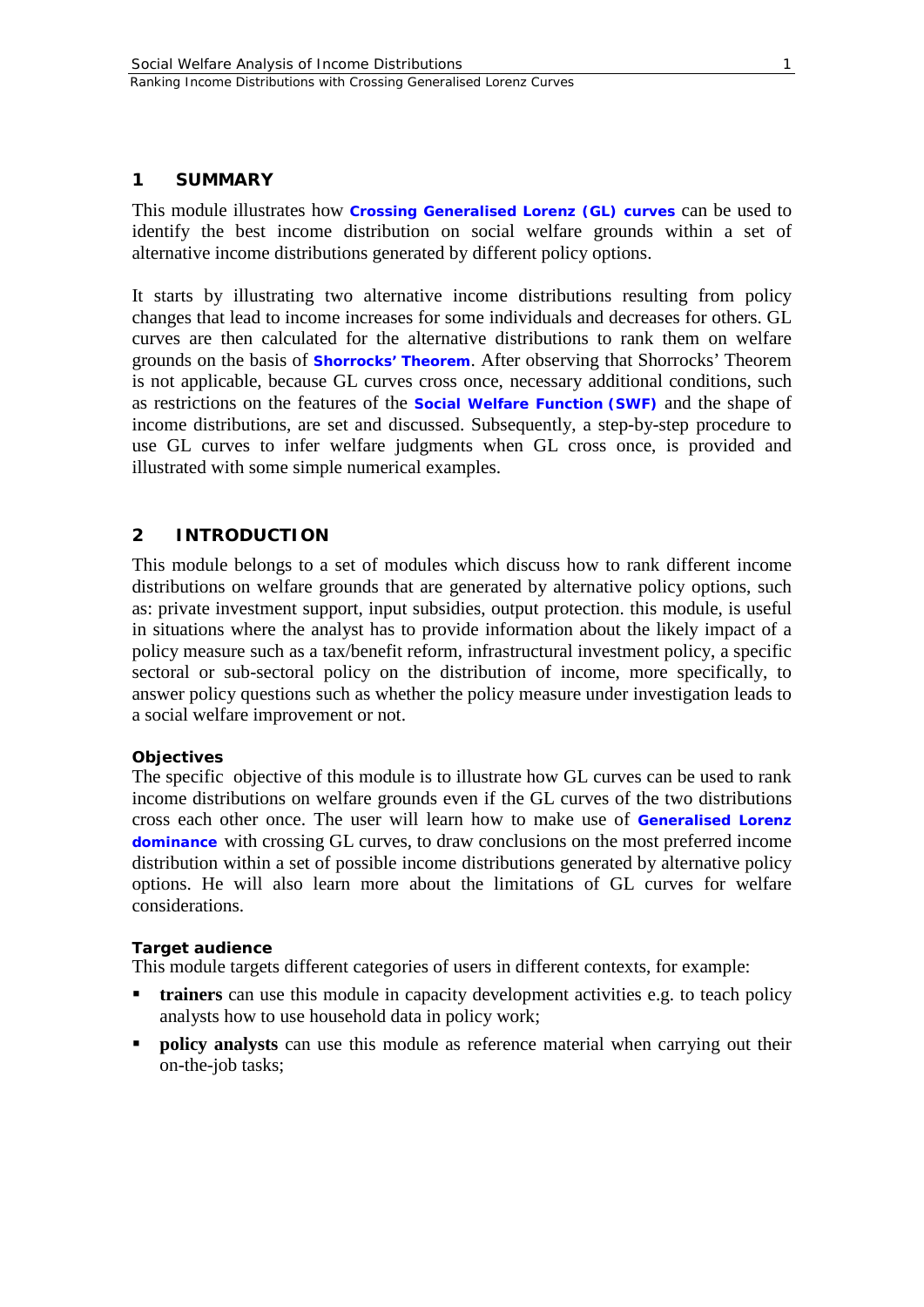## 1 SUMMARY

This module illustrates how **Crossing Generalised Lorenz (GL) curves** can be used to identify the best income distribution on social welfare grounds within a set of alternative income distributions generated by different policy options.

It starts by illustrating two alternative income distributions resulting from policy changes that lead to income increases for some individuals and decreases for others. GL curves are then calculated for the alternative distributions to rank them on welfare grounds on the basis of **Shorrocks' Theorem**. After observing that Shorrocks' Theorem is not applicable, because GL curves cross once, necessary additional conditions, such as restrictions on the features of the **Social Welfare Function (SWF)** and the shape of income distributions, are set and discussed. Subsequently, a step-by-step procedure to use GL curves to infer welfare judgments when GL cross once, is provided and illustrated with some simple numerical examples.

## 2 INTRODUCTION

This module belongs to a set of modules which discuss how to rank different income distributions on welfare grounds that are generated by alternative policy options, such as: private investment support, input subsidies, output protection. this module, is useful in situations where the analyst has to provide information about the likely impact of a policy measure such as a tax/benefit reform, infrastructural investment policy, a specific sectoral or sub-sectoral policy on the distribution of income, more specifically, to answer policy questions such as whether the policy measure under investigation leads to a social welfare improvement or not.

#### Objectives

The specific objective of this module is to illustrate how GL curves can be used to rank income distributions on welfare grounds even if the GL curves of the two distributions cross each other once. The user will learn how to make use of **Generalised Lorenz dominance** with crossing GL curves, to draw conclusions on the most preferred income distribution within a set of possible income distributions generated by alternative policy options. He will also learn more about the limitations of GL curves for welfare considerations.

#### Target audience

This module targets different categories of users in different contexts, for example:

- **trainers** can use this module in capacity development activities e.g. to teach policy analysts how to use household data in policy work;
- **policy analysts** can use this module as reference material when carrying out their on-the-job tasks;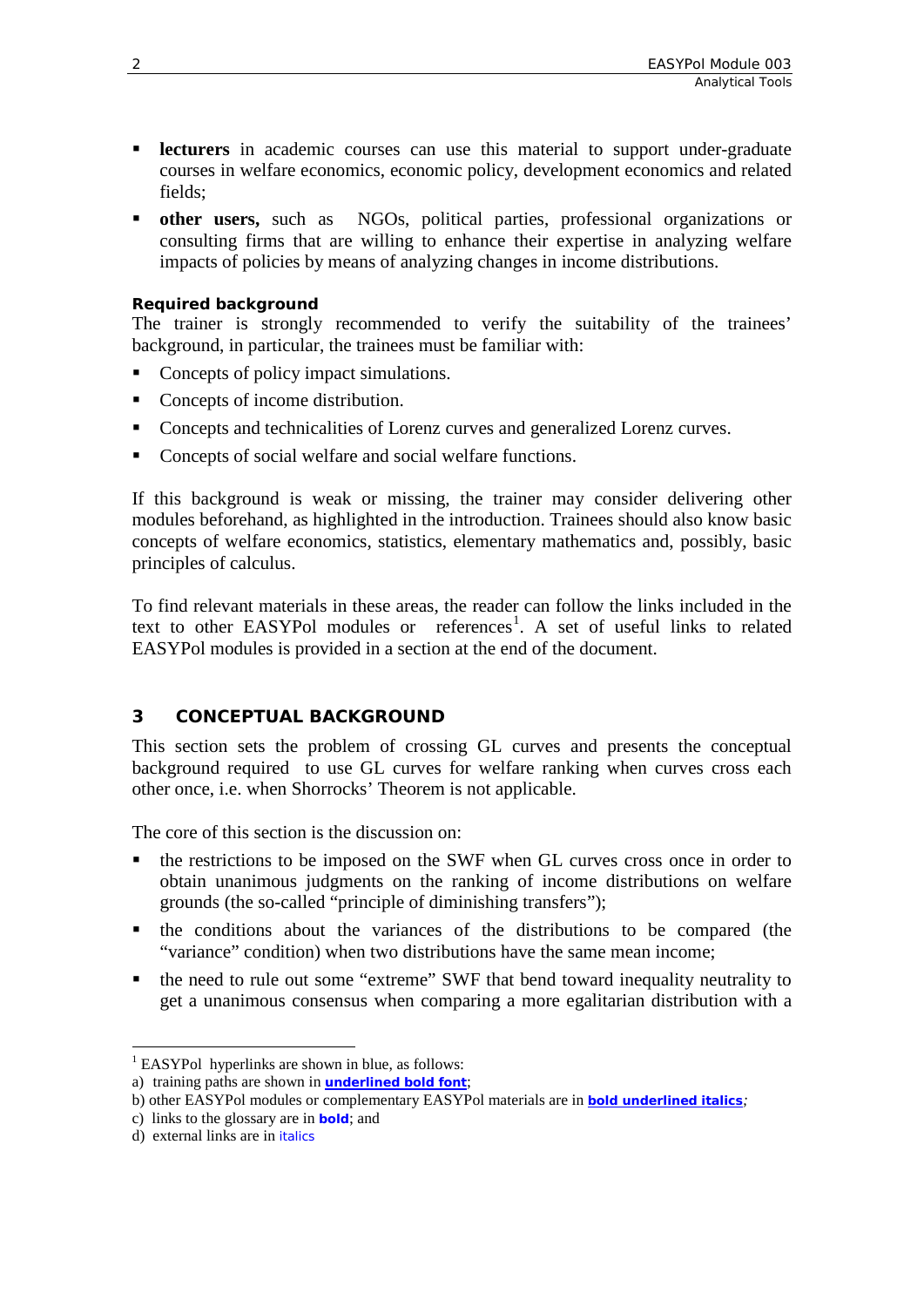- **lecturers** in academic courses can use this material to support under-graduate courses in welfare economics, economic policy, development economics and related fields;
- **other users,** such as NGOs, political parties, professional organizations or consulting firms that are willing to enhance their expertise in analyzing welfare impacts of policies by means of analyzing changes in income distributions.

**Required background**

The trainer is strongly recommended to verify the suitability of the trainees' background, in particular, the trainees must be familiar with:

- Concepts of policy impact simulations.
- Concepts of income distribution.
- Concepts and technicalities of Lorenz curves and generalized Lorenz curves.
- Concepts of social welfare and social welfare functions.

If this background is weak or missing, the trainer may consider delivering other modules beforehand, as highlighted in the introduction. Trainees should also know basic concepts of welfare economics, statistics, elementary mathematics and, possibly, basic principles of calculus.

To find relevant materials in these areas, the reader can follow the links included in the text to other EASYPol modules or references[1]. A set of useful links to related EASYPol modules is provided in a section at the end of the document.

## 3 CONCEPTUAL BACKGROUND

This section sets the problem of crossing GL curves and presents the conceptual background required to use GL curves for welfare ranking when curves cross each other once, i.e. when Shorrocks' Theorem is not applicable.

The core of this section is the discussion on:

- the restrictions to be imposed on the SWF when GL curves cross once in order to obtain unanimous judgments on the ranking of income distributions on welfare grounds (the so-called "principle of diminishing transfers");
- the conditions about the variances of the distributions to be compared (the "variance" condition) when two distributions have the same mean income;
- the need to rule out some "extreme" SWF that bend toward inequality neutrality to get a unanimous consensus when comparing a more egalitarian distribution with a

---

[1] EASYPol hyperlinks are shown in blue, as follows:

a) training paths are shown in **underlined bold font**;

b) other EASYPol modules or complementary EASYPol materials are in ***bold underlined italics***;

c) links to the glossary are in **bold**; and

d) external links are in *italics*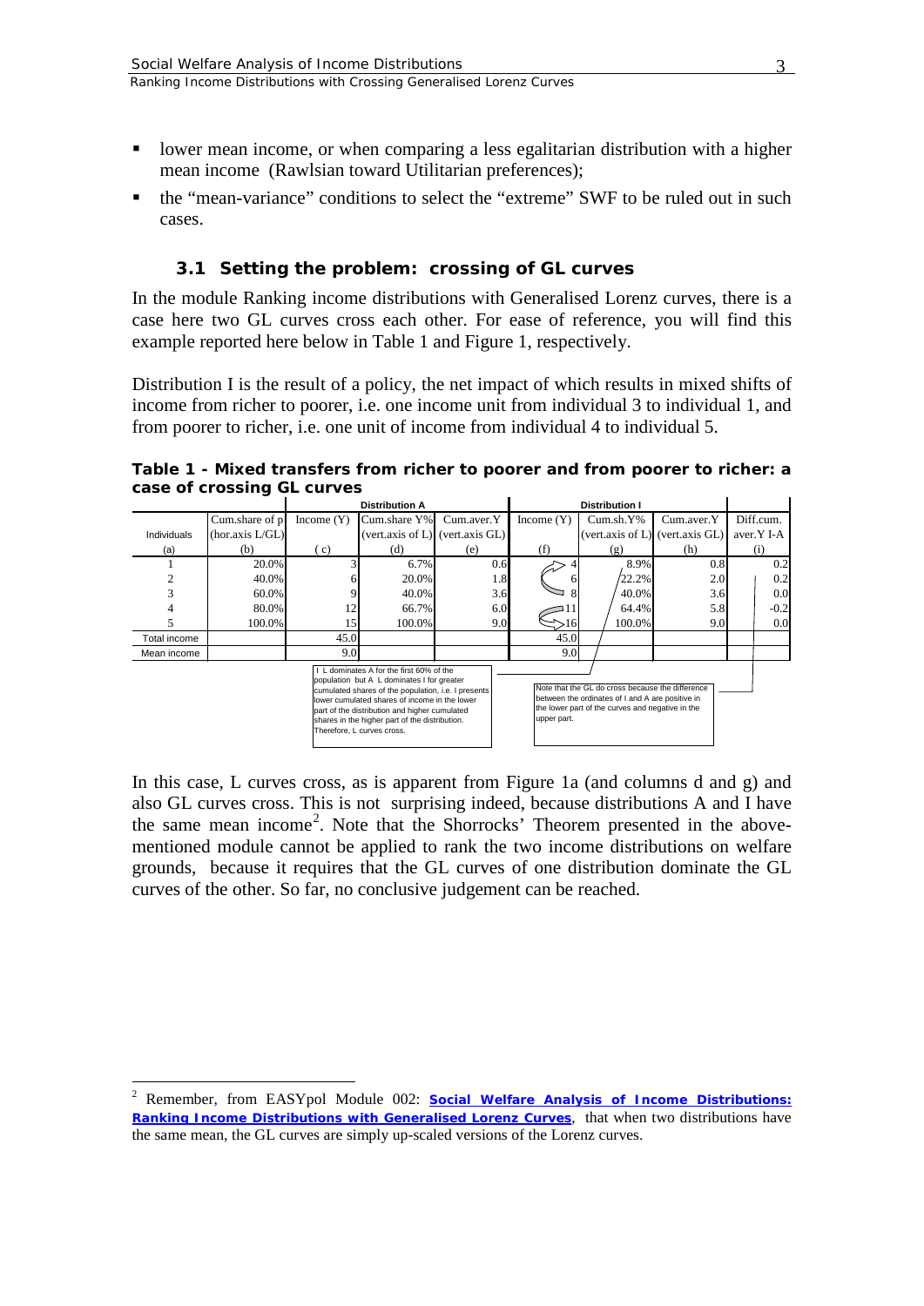- lower mean income, or when comparing a less egalitarian distribution with a higher mean income (Rawlsian toward Utilitarian preferences);
- the "mean-variance" conditions to select the "extreme" SWF to be ruled out in such cases.

### 3.1 Setting the problem: crossing of GL curves

In the module Ranking income distributions with Generalised Lorenz curves, there is a case here two GL curves cross each other. For ease of reference, you will find this example reported here below in Table 1 and Figure 1, respectively.

Distribution I is the result of a policy, the net impact of which results in mixed shifts of income from richer to poorer, i.e. one income unit from individual 3 to individual 1, and from poorer to richer, i.e. one unit of income from individual 4 to individual 5.

**Table 1 - Mixed transfers from richer to poorer and from poorer to richer: a case of crossing GL curves**

| | | Distribution A | | | Distribution I | | | |
|---|---|---|---|---|---|---|---|---|
| Individuals | Cum.share of p (hor.axis L/GL) | Income (Y) | Cum.share Y% (vert.axis of L) | Cum.aver.Y (vert.axis GL) | Income (Y) | Cum.sh.Y% (vert.axis of L) | Cum.aver.Y (vert.axis GL) | Diff.cum. aver.Y I-A |
| (a) | (b) | ( c) | (d) | (e) | (f) | (g) | (h) | (i) |
| 1 | 20.0% | 3 | 6.7% | 0.6 | 4 | 8.9% | 0.8 | 0.2 |
| 2 | 40.0% | 6 | 20.0% | 1.8 | 6 | 22.2% | 2.0 | 0.2 |
| 3 | 60.0% | 9 | 40.0% | 3.6 | 8 | 40.0% | 3.6 | 0.0 |
| 4 | 80.0% | 12 | 66.7% | 6.0 | 11 | 64.4% | 5.8 | -0.2 |
| 5 | 100.0% | 15 | 100.0% | 9.0 | 16 | 100.0% | 9.0 | 0.0 |
| Total income | | 45.0 | | | 45.0 | | | |
| Mean income | | 9.0 | | | 9.0 | | | |

I L dominates A for the first 60% of the population but A L dominates I for greater cumulated shares of the population, i.e. I presents lower cumulated shares of income in the lower part of the distribution and higher cumulated shares in the higher part of the distribution. Therefore, L curves cross.

Note that the GL do cross because the difference between the ordinates of I and A are positive in the lower part of the curves and negative in the upper part.

In this case, L curves cross, as is apparent from Figure 1a (and columns d and g) and also GL curves cross. This is not surprising indeed, because distributions A and I have the same mean income[2]. Note that the Shorrocks' Theorem presented in the above-mentioned module cannot be applied to rank the two income distributions on welfare grounds, because it requires that the GL curves of one distribution dominate the GL curves of the other. So far, no conclusive judgement can be reached.

---

[2] Remember, from EASYpol Module 002: **Social Welfare Analysis of Income Distributions: Ranking Income Distributions with Generalised Lorenz Curves**, that when two distributions have the same mean, the GL curves are simply up-scaled versions of the Lorenz curves.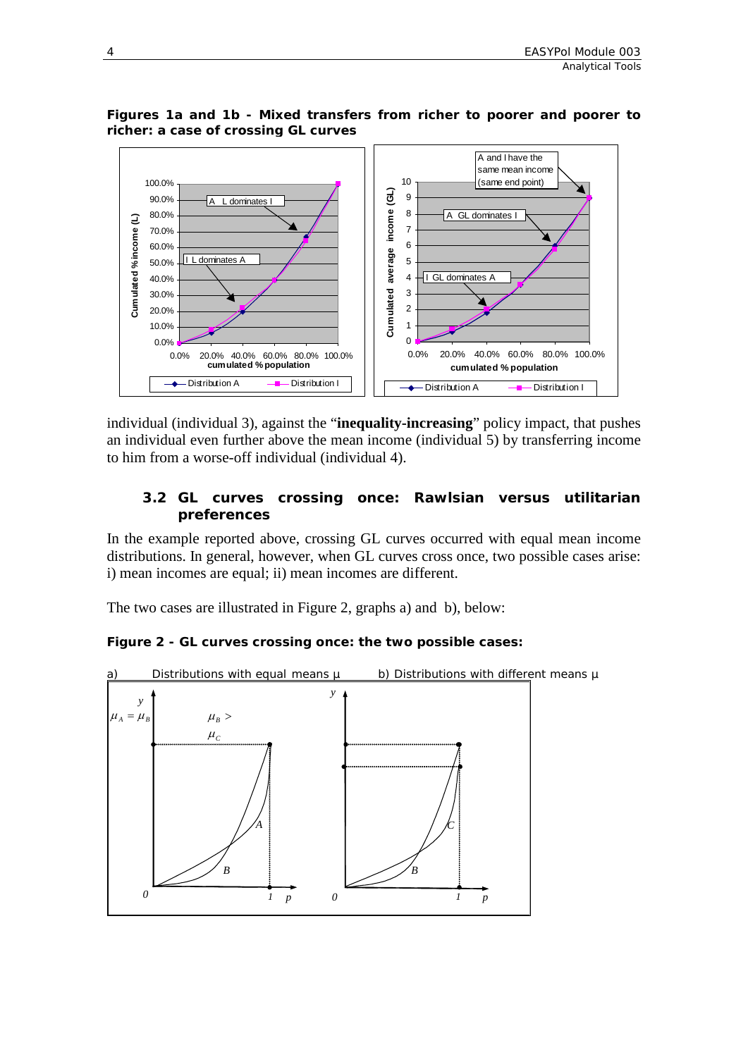**Figures 1a and 1b - Mixed transfers from richer to poorer and poorer to richer: a case of crossing GL curves**

individual (individual 3), against the "**inequality-increasing**" policy impact, that pushes an individual even further above the mean income (individual 5) by transferring income to him from a worse-off individual (individual 4).

### 3.2 GL curves crossing once: Rawlsian versus utilitarian preferences

In the example reported above, crossing GL curves occurred with equal mean income distributions. In general, however, when GL curves cross once, two possible cases arise: i) mean incomes are equal; ii) mean incomes are different.

The two cases are illustrated in Figure 2, graphs a) and b), below:

**Figure 2 - GL curves crossing once: the two possible cases:**

a) Distributions with equal means μ b) Distributions with different means μ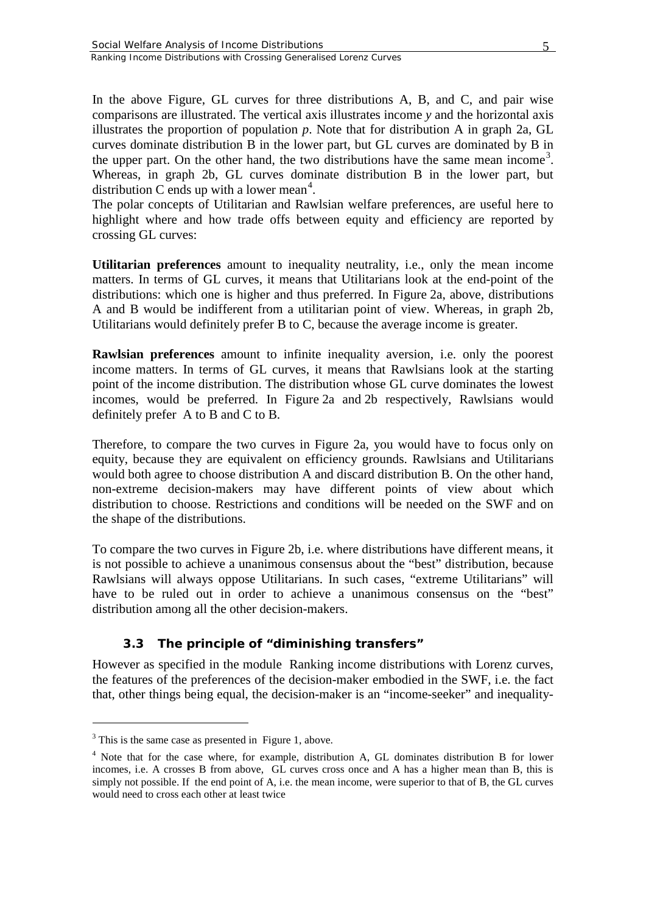In the above Figure, GL curves for three distributions A, B, and C, and pair wise comparisons are illustrated. The vertical axis illustrates income *y* and the horizontal axis illustrates the proportion of population *p*. Note that for distribution A in graph 2a, GL curves dominate distribution B in the lower part, but GL curves are dominated by B in the upper part. On the other hand, the two distributions have the same mean income[3]. Whereas, in graph 2b, GL curves dominate distribution B in the lower part, but distribution C ends up with a lower mean[4].

The polar concepts of Utilitarian and Rawlsian welfare preferences, are useful here to highlight where and how trade offs between equity and efficiency are reported by crossing GL curves:

**Utilitarian preferences** amount to inequality neutrality, i.e., only the mean income matters. In terms of GL curves, it means that Utilitarians look at the end-point of the distributions: which one is higher and thus preferred. In Figure 2a, above, distributions A and B would be indifferent from a utilitarian point of view. Whereas, in graph 2b, Utilitarians would definitely prefer B to C, because the average income is greater.

**Rawlsian preferences** amount to infinite inequality aversion, i.e. only the poorest income matters. In terms of GL curves, it means that Rawlsians look at the starting point of the income distribution. The distribution whose GL curve dominates the lowest incomes, would be preferred. In Figure 2a and 2b respectively, Rawlsians would definitely prefer A to B and C to B.

Therefore, to compare the two curves in Figure 2a, you would have to focus only on equity, because they are equivalent on efficiency grounds. Rawlsians and Utilitarians would both agree to choose distribution A and discard distribution B. On the other hand, non-extreme decision-makers may have different points of view about which distribution to choose. Restrictions and conditions will be needed on the SWF and on the shape of the distributions.

To compare the two curves in Figure 2b, i.e. where distributions have different means, it is not possible to achieve a unanimous consensus about the "best" distribution, because Rawlsians will always oppose Utilitarians. In such cases, "extreme Utilitarians" will have to be ruled out in order to achieve a unanimous consensus on the "best" distribution among all the other decision-makers.

### 3.3 The principle of "diminishing transfers"

However as specified in the module Ranking income distributions with Lorenz curves, the features of the preferences of the decision-maker embodied in the SWF, i.e. the fact that, other things being equal, the decision-maker is an "income-seeker" and inequality-

---

[3] This is the same case as presented in Figure 1, above.

[4] Note that for the case where, for example, distribution A, GL dominates distribution B for lower incomes, i.e. A crosses B from above, GL curves cross once and A has a higher mean than B, this is simply not possible. If the end point of A, i.e. the mean income, were superior to that of B, the GL curves would need to cross each other at least twice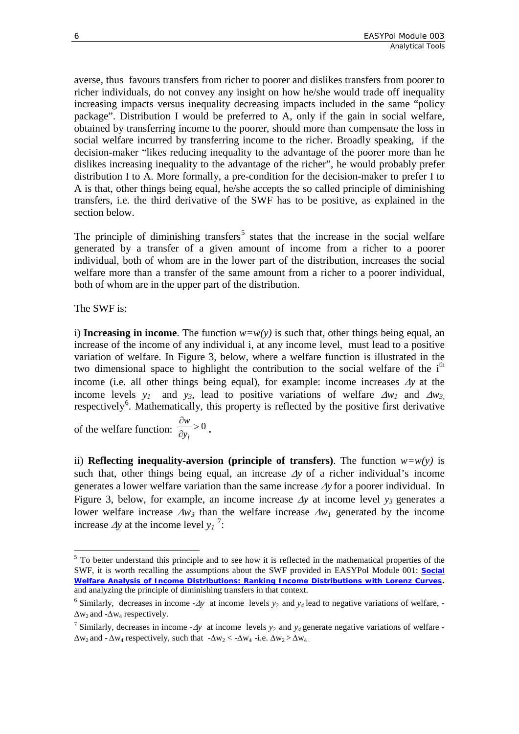averse, thus favours transfers from richer to poorer and dislikes transfers from poorer to richer individuals, do not convey any insight on how he/she would trade off inequality increasing impacts versus inequality decreasing impacts included in the same "policy package". Distribution I would be preferred to A, only if the gain in social welfare, obtained by transferring income to the poorer, should more than compensate the loss in social welfare incurred by transferring income to the richer. Broadly speaking, if the decision-maker "likes reducing inequality to the advantage of the poorer more than he dislikes increasing inequality to the advantage of the richer", he would probably prefer distribution I to A. More formally, a pre-condition for the decision-maker to prefer I to A is that, other things being equal, he/she accepts the so called principle of diminishing transfers, i.e. the third derivative of the SWF has to be positive, as explained in the section below.

The principle of diminishing transfers[5] states that the increase in the social welfare generated by a transfer of a given amount of income from a richer to a poorer individual, both of whom are in the lower part of the distribution, increases the social welfare more than a transfer of the same amount from a richer to a poorer individual, both of whom are in the upper part of the distribution.

The SWF is:

i) **Increasing in income**. The function $w=w(y)$ is such that, other things being equal, an increase of the income of any individual i, at any income level, must lead to a positive variation of welfare. In Figure 3, below, where a welfare function is illustrated in the two dimensional space to highlight the contribution to the social welfare of the $i^{th}$ income (i.e. all other things being equal), for example: income increases $\Delta y$ at the income levels $y_1$ and $y_3$, lead to positive variations of welfare $\Delta w_1$ and $\Delta w_3$, respectively[6]. Mathematically, this property is reflected by the positive first derivative of the welfare function: $\frac{\partial w}{\partial y_i} > 0$.

ii) **Reflecting inequality-aversion (principle of transfers)**. The function $w=w(y)$ is such that, other things being equal, an increase $\Delta y$ of a richer individual's income generates a lower welfare variation than the same increase $\Delta y$ for a poorer individual. In Figure 3, below, for example, an income increase $\Delta y$ at income level $y_3$ generates a lower welfare increase $\Delta w_3$ than the welfare increase $\Delta w_1$ generated by the income increase $\Delta y$ at the income level $y_1$ [7]:

---

[5] To better understand this principle and to see how it is reflected in the mathematical properties of the SWF, it is worth recalling the assumptions about the SWF provided in EASYPol Module 001: **Social Welfare Analysis of Income Distributions: Ranking Income Distributions with Lorenz Curves**. and analyzing the principle of diminishing transfers in that context.

[6] Similarly, decreases in income $-\Delta y$ at income levels $y_2$ and $y_4$ lead to negative variations of welfare, $-\Delta w_2$ and $-\Delta w_4$ respectively.

[7] Similarly, decreases in income $-\Delta y$ at income levels $y_2$ and $y_4$ generate negative variations of welfare $-\Delta w_2$ and $-\Delta w_4$ respectively, such that $-\Delta w_2 < -\Delta w_4$ -i.e. $\Delta w_2 > \Delta w_4$.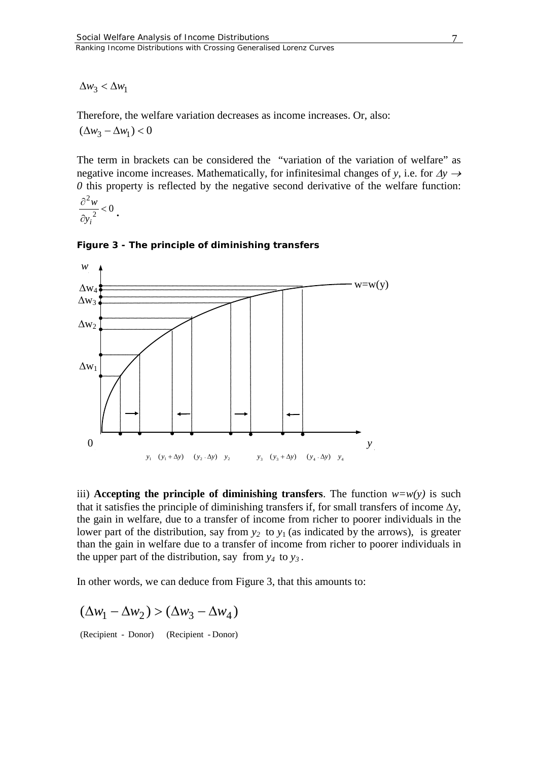$$\Delta w_3 < \Delta w_1$$

Therefore, the welfare variation decreases as income increases. Or, also:

$$(\Delta w_3 - \Delta w_1) < 0$$

The term in brackets can be considered the "variation of the variation of welfare" as negative income increases. Mathematically, for infinitesimal changes of *y*, i.e. for $\Delta y \rightarrow 0$ this property is reflected by the negative second derivative of the welfare function: $\frac{\partial^2 w}{\partial y_i^{\,2}} < 0$ .

**Figure 3 - The principle of diminishing transfers**

iii) **Accepting the principle of diminishing transfers**. The function $w=w(y)$ is such that it satisfies the principle of diminishing transfers if, for small transfers of income $\Delta$y, the gain in welfare, due to a transfer of income from richer to poorer individuals in the lower part of the distribution, say from $y_2$ to $y_1$ (as indicated by the arrows), is greater than the gain in welfare due to a transfer of income from richer to poorer individuals in the upper part of the distribution, say from $y_4$ to $y_3$.

In other words, we can deduce from Figure 3, that this amounts to:

$$\underset{\text{(Recipient - Donor)}}{(\Delta w_1 - \Delta w_2)} > \underset{\text{(Recipient - Donor)}}{(\Delta w_3 - \Delta w_4)}$$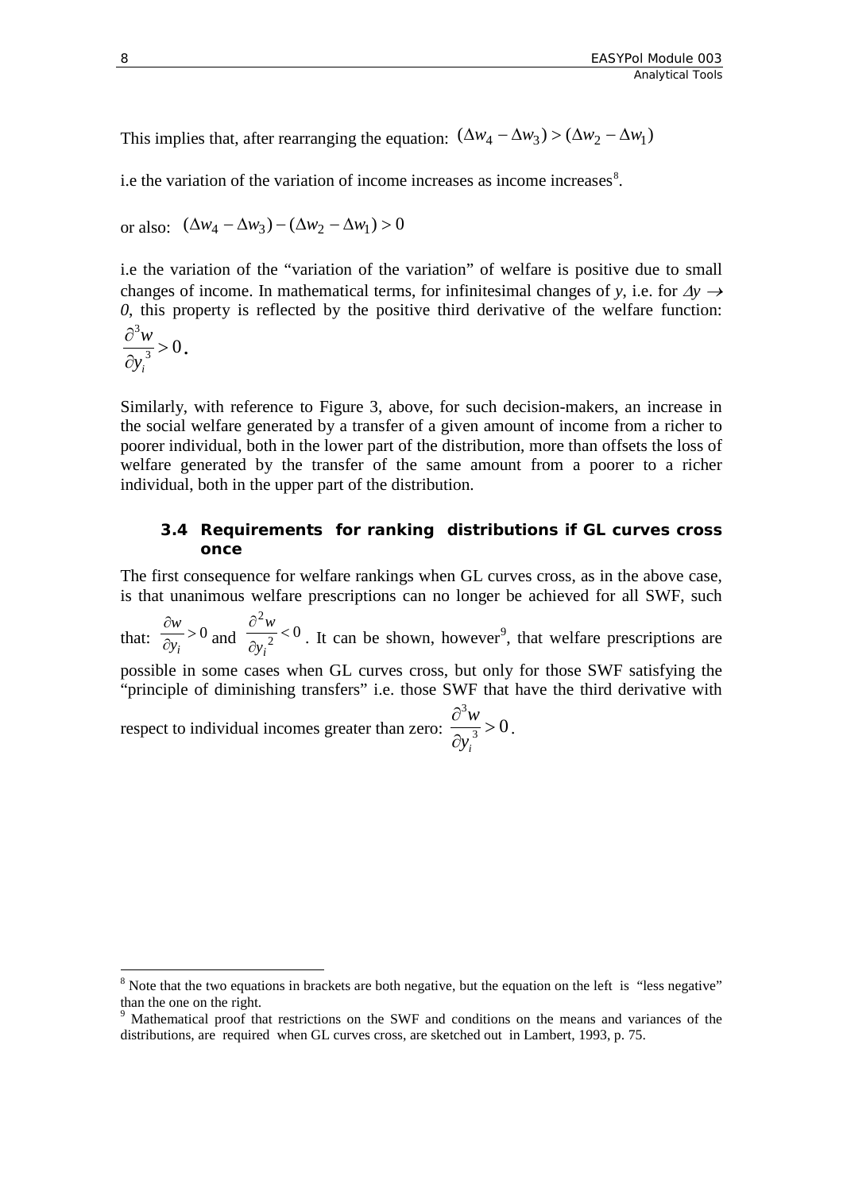This implies that, after rearranging the equation: $(\Delta w_4 - \Delta w_3) > (\Delta w_2 - \Delta w_1)$

i.e the variation of the variation of income increases as income increases[8].

or also: $(\Delta w_4 - \Delta w_3) - (\Delta w_2 - \Delta w_1) > 0$

i.e the variation of the "variation of the variation" of welfare is positive due to small changes of income. In mathematical terms, for infinitesimal changes of *y*, i.e. for $\Delta y \rightarrow 0$, this property is reflected by the positive third derivative of the welfare function: $\frac{\partial^3 w}{\partial y_i^{\ 3}} > 0$.

Similarly, with reference to Figure 3, above, for such decision-makers, an increase in the social welfare generated by a transfer of a given amount of income from a richer to poorer individual, both in the lower part of the distribution, more than offsets the loss of welfare generated by the transfer of the same amount from a poorer to a richer individual, both in the upper part of the distribution.

### 3.4 Requirements for ranking distributions if GL curves cross once

The first consequence for welfare rankings when GL curves cross, as in the above case, is that unanimous welfare prescriptions can no longer be achieved for all SWF, such that: $\frac{\partial w}{\partial y_i} > 0$ and $\frac{\partial^2 w}{\partial y_i^{\ 2}} < 0$. It can be shown, however[9], that welfare prescriptions are possible in some cases when GL curves cross, but only for those SWF satisfying the "principle of diminishing transfers" i.e. those SWF that have the third derivative with respect to individual incomes greater than zero: $\frac{\partial^3 w}{\partial y_i^{\ 3}} > 0$.

---

[8] Note that the two equations in brackets are both negative, but the equation on the left is "less negative" than the one on the right.

[9] Mathematical proof that restrictions on the SWF and conditions on the means and variances of the distributions, are required when GL curves cross, are sketched out in Lambert, 1993, p. 75.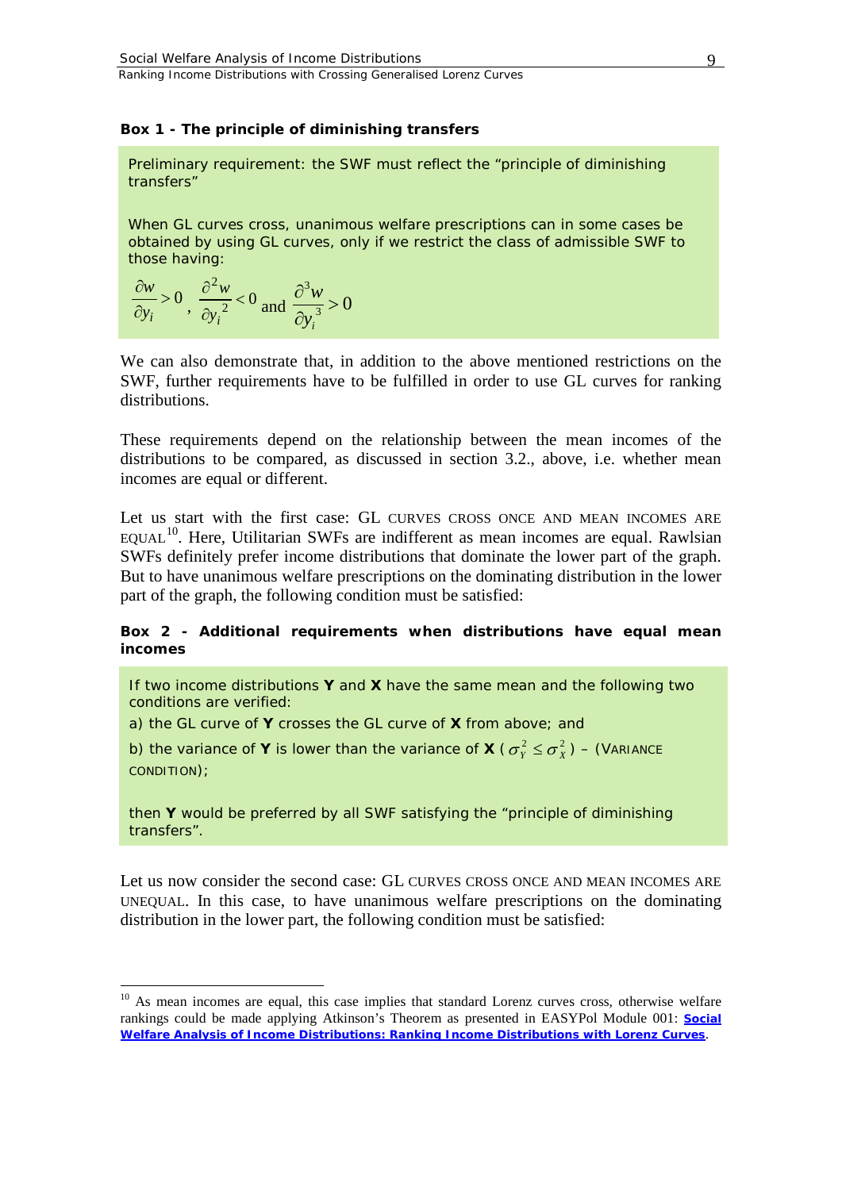**Box 1 - The principle of diminishing transfers**

Preliminary requirement: the SWF must reflect the "principle of diminishing transfers"

When GL curves cross, unanimous welfare prescriptions can in some cases be obtained by using GL curves, only if we restrict the class of admissible SWF to those having:

$$\frac{\partial w}{\partial y_i} > 0 \text{ , } \frac{\partial^2 w}{\partial y_i^{\,2}} < 0 \text{ and } \frac{\partial^3 w}{\partial y_i^{\,3}} > 0$$

We can also demonstrate that, in addition to the above mentioned restrictions on the SWF, further requirements have to be fulfilled in order to use GL curves for ranking distributions.

These requirements depend on the relationship between the mean incomes of the distributions to be compared, as discussed in section 3.2., above, i.e. whether mean incomes are equal or different.

Let us start with the first case: GL CURVES CROSS ONCE AND MEAN INCOMES ARE EQUAL[10]. Here, Utilitarian SWFs are indifferent as mean incomes are equal. Rawlsian SWFs definitely prefer income distributions that dominate the lower part of the graph. But to have unanimous welfare prescriptions on the dominating distribution in the lower part of the graph, the following condition must be satisfied:

**Box 2 - Additional requirements when distributions have equal mean incomes**

If two income distributions **Y** and **X** have the same mean and the following two conditions are verified:

a) the GL curve of **Y** crosses the GL curve of **X** from above; and

b) the variance of **Y** is lower than the variance of **X** ($\sigma_Y^2 \leq \sigma_X^2$) – (VARIANCE CONDITION);

then **Y** would be preferred by all SWF satisfying the "principle of diminishing transfers".

Let us now consider the second case: GL CURVES CROSS ONCE AND MEAN INCOMES ARE UNEQUAL. In this case, to have unanimous welfare prescriptions on the dominating distribution in the lower part, the following condition must be satisfied:

---

[10] As mean incomes are equal, this case implies that standard Lorenz curves cross, otherwise welfare rankings could be made applying Atkinson's Theorem as presented in EASYPol Module 001: **Social Welfare Analysis of Income Distributions: Ranking Income Distributions with Lorenz Curves**.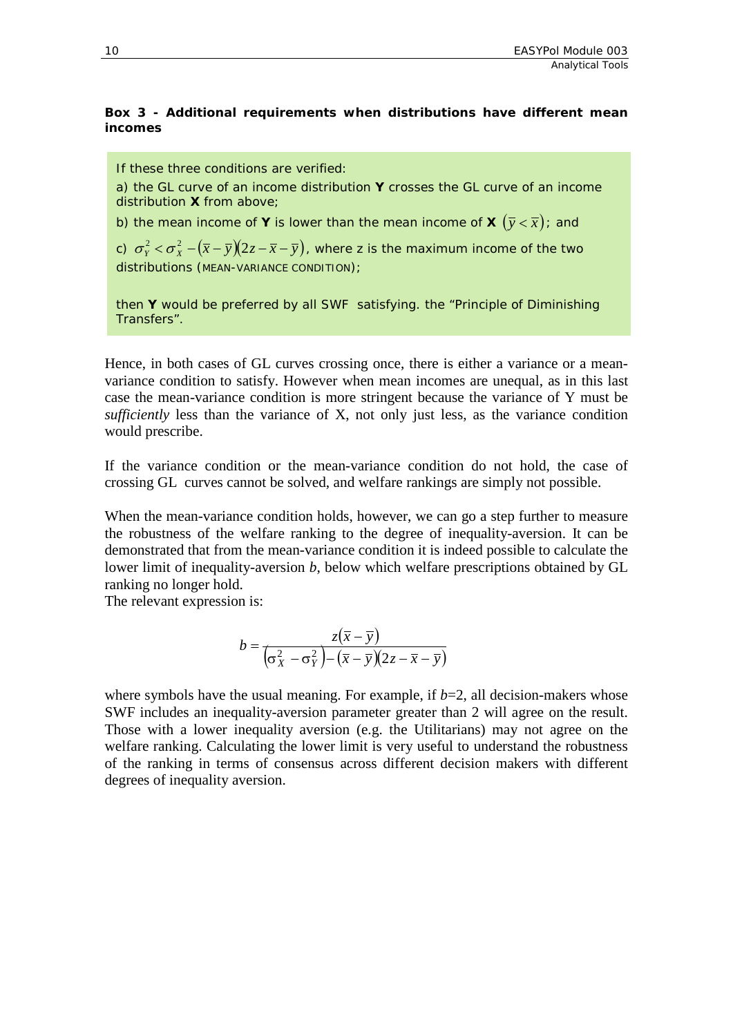**Box 3 - Additional requirements when distributions have different mean incomes**

If these three conditions are verified:

a) the GL curve of an income distribution **Y** crosses the GL curve of an income distribution **X** from above;

b) the mean income of **Y** is lower than the mean income of **X** $(\bar{y} < \bar{x})$; and

c) $\sigma_Y^2 < \sigma_X^2 - (\bar{x} - \bar{y})(2z - \bar{x} - \bar{y})$, where z is the maximum income of the two distributions (MEAN-VARIANCE CONDITION);

then **Y** would be preferred by all SWF satisfying. the "Principle of Diminishing Transfers".

Hence, in both cases of GL curves crossing once, there is either a variance or a mean-variance condition to satisfy. However when mean incomes are unequal, as in this last case the mean-variance condition is more stringent because the variance of Y must be *sufficiently* less than the variance of X, not only just less, as the variance condition would prescribe.

If the variance condition or the mean-variance condition do not hold, the case of crossing GL curves cannot be solved, and welfare rankings are simply not possible.

When the mean-variance condition holds, however, we can go a step further to measure the robustness of the welfare ranking to the degree of inequality-aversion. It can be demonstrated that from the mean-variance condition it is indeed possible to calculate the lower limit of inequality-aversion *b*, below which welfare prescriptions obtained by GL ranking no longer hold.

The relevant expression is:

$$b = \frac{z(\bar{x} - \bar{y})}{\left(\sigma_X^2 - \sigma_Y^2\right) - (\bar{x} - \bar{y})(2z - \bar{x} - \bar{y})}$$

where symbols have the usual meaning. For example, if *b*=2, all decision-makers whose SWF includes an inequality-aversion parameter greater than 2 will agree on the result. Those with a lower inequality aversion (e.g. the Utilitarians) may not agree on the welfare ranking. Calculating the lower limit is very useful to understand the robustness of the ranking in terms of consensus across different decision makers with different degrees of inequality aversion.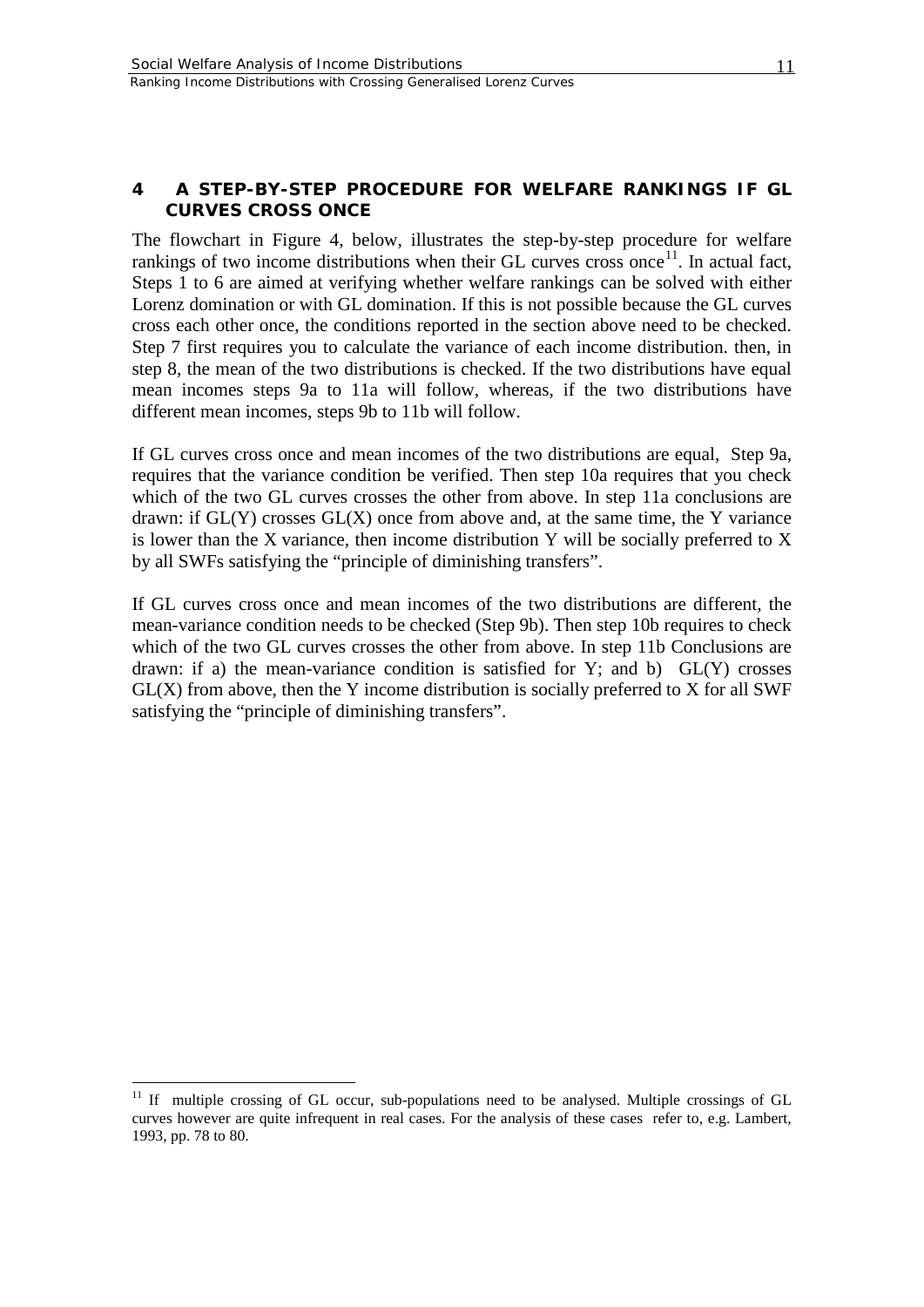## 4 A STEP-BY-STEP PROCEDURE FOR WELFARE RANKINGS IF GL CURVES CROSS ONCE

The flowchart in Figure 4, below, illustrates the step-by-step procedure for welfare rankings of two income distributions when their GL curves cross once[11]. In actual fact, Steps 1 to 6 are aimed at verifying whether welfare rankings can be solved with either Lorenz domination or with GL domination. If this is not possible because the GL curves cross each other once, the conditions reported in the section above need to be checked. Step 7 first requires you to calculate the variance of each income distribution. then, in step 8, the mean of the two distributions is checked. If the two distributions have equal mean incomes steps 9a to 11a will follow, whereas, if the two distributions have different mean incomes, steps 9b to 11b will follow.

If GL curves cross once and mean incomes of the two distributions are equal, Step 9a, requires that the variance condition be verified. Then step 10a requires that you check which of the two GL curves crosses the other from above. In step 11a conclusions are drawn: if GL(Y) crosses GL(X) once from above and, at the same time, the Y variance is lower than the X variance, then income distribution Y will be socially preferred to X by all SWFs satisfying the "principle of diminishing transfers".

If GL curves cross once and mean incomes of the two distributions are different, the mean-variance condition needs to be checked (Step 9b). Then step 10b requires to check which of the two GL curves crosses the other from above. In step 11b Conclusions are drawn: if a) the mean-variance condition is satisfied for Y; and b) GL(Y) crosses GL(X) from above, then the Y income distribution is socially preferred to X for all SWF satisfying the "principle of diminishing transfers".

---

[11] If multiple crossing of GL occur, sub-populations need to be analysed. Multiple crossings of GL curves however are quite infrequent in real cases. For the analysis of these cases refer to, e.g. Lambert, 1993, pp. 78 to 80.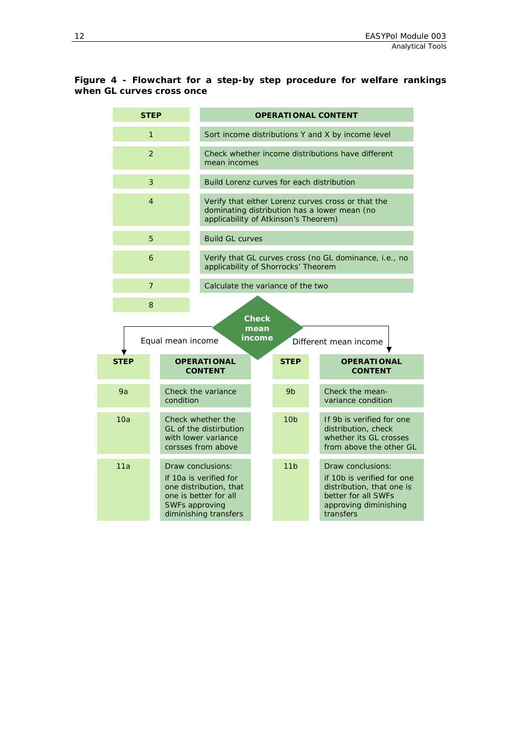**Figure 4 - Flowchart for a step-by step procedure for welfare rankings when GL curves cross once**

| STEP | OPERATIONAL CONTENT |
|---|---|
| 1 | Sort income distributions Y and X by income level |
| 2 | Check whether income distributions have different mean incomes |
| 3 | Build Lorenz curves for each distribution |
| 4 | Verify that either Lorenz curves cross or that the dominating distribution has a lower mean (no applicability of Atkinson's Theorem) |
| 5 | Build GL curves |
| 6 | Verify that GL curves cross (no GL dominance, i.e., no applicability of Shorrocks' Theorem |
| 7 | Calculate the variance of the two |
| 8 | Check mean income |

Equal mean income:

| STEP | OPERATIONAL CONTENT |
|---|---|
| 9a | Check the variance condition |
| 10a | Check whether the GL of the distirbution with lower variance corsses from above |
| 11a | Draw conclusions: if 10a is verified for one distribution, that one is better for all SWFs approving diminishing transfers |

Different mean income:

| STEP | OPERATIONAL CONTENT |
|---|---|
| 9b | Check the mean-variance condition |
| 10b | If 9b is verified for one distribution, check whether its GL crosses from above the other GL |
| 11b | Draw conclusions: if 10b is verified for one distribution, that one is better for all SWFs approving diminishing transfers |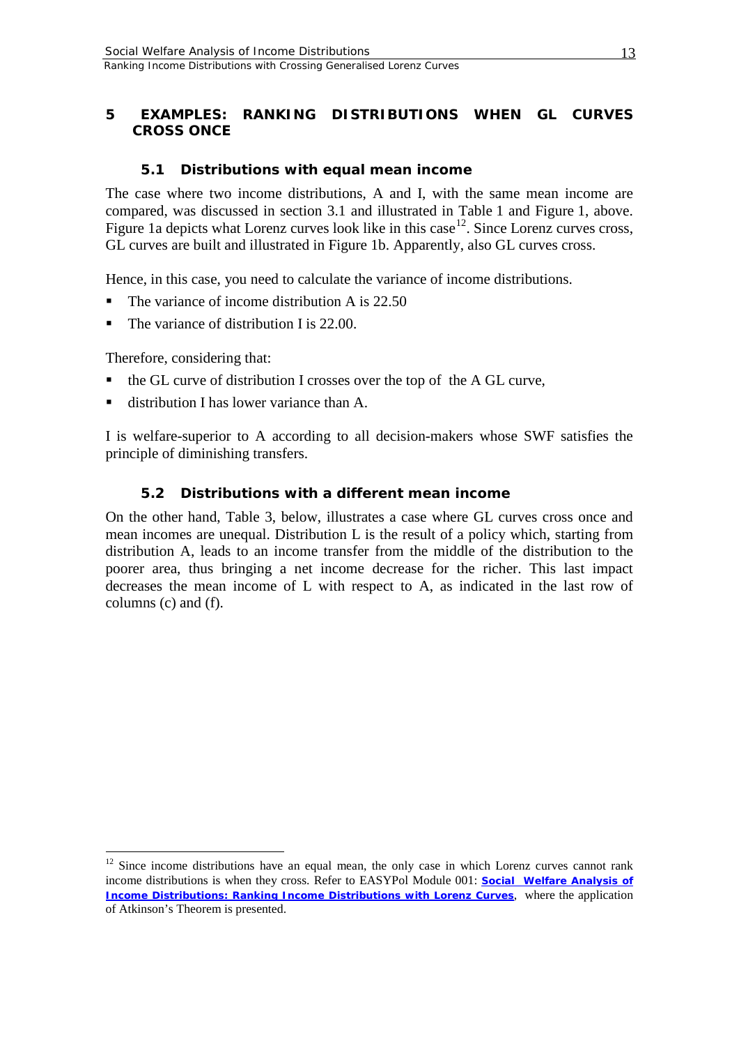# 5 EXAMPLES: RANKING DISTRIBUTIONS WHEN GL CURVES CROSS ONCE

## 5.1 Distributions with equal mean income

The case where two income distributions, A and I, with the same mean income are compared, was discussed in section 3.1 and illustrated in Table 1 and Figure 1, above. Figure 1a depicts what Lorenz curves look like in this case[12]. Since Lorenz curves cross, GL curves are built and illustrated in Figure 1b. Apparently, also GL curves cross.

Hence, in this case, you need to calculate the variance of income distributions.

- The variance of income distribution A is 22.50
- The variance of distribution I is 22.00.

Therefore, considering that:

- the GL curve of distribution I crosses over the top of the A GL curve,
- distribution I has lower variance than A.

I is welfare-superior to A according to all decision-makers whose SWF satisfies the principle of diminishing transfers.

## 5.2 Distributions with a different mean income

On the other hand, Table 3, below, illustrates a case where GL curves cross once and mean incomes are unequal. Distribution L is the result of a policy which, starting from distribution A, leads to an income transfer from the middle of the distribution to the poorer area, thus bringing a net income decrease for the richer. This last impact decreases the mean income of L with respect to A, as indicated in the last row of columns (c) and (f).

[12] Since income distributions have an equal mean, the only case in which Lorenz curves cannot rank income distributions is when they cross. Refer to EASYPol Module 001: **Social Welfare Analysis of Income Distributions: Ranking Income Distributions with Lorenz Curves**, where the application of Atkinson's Theorem is presented.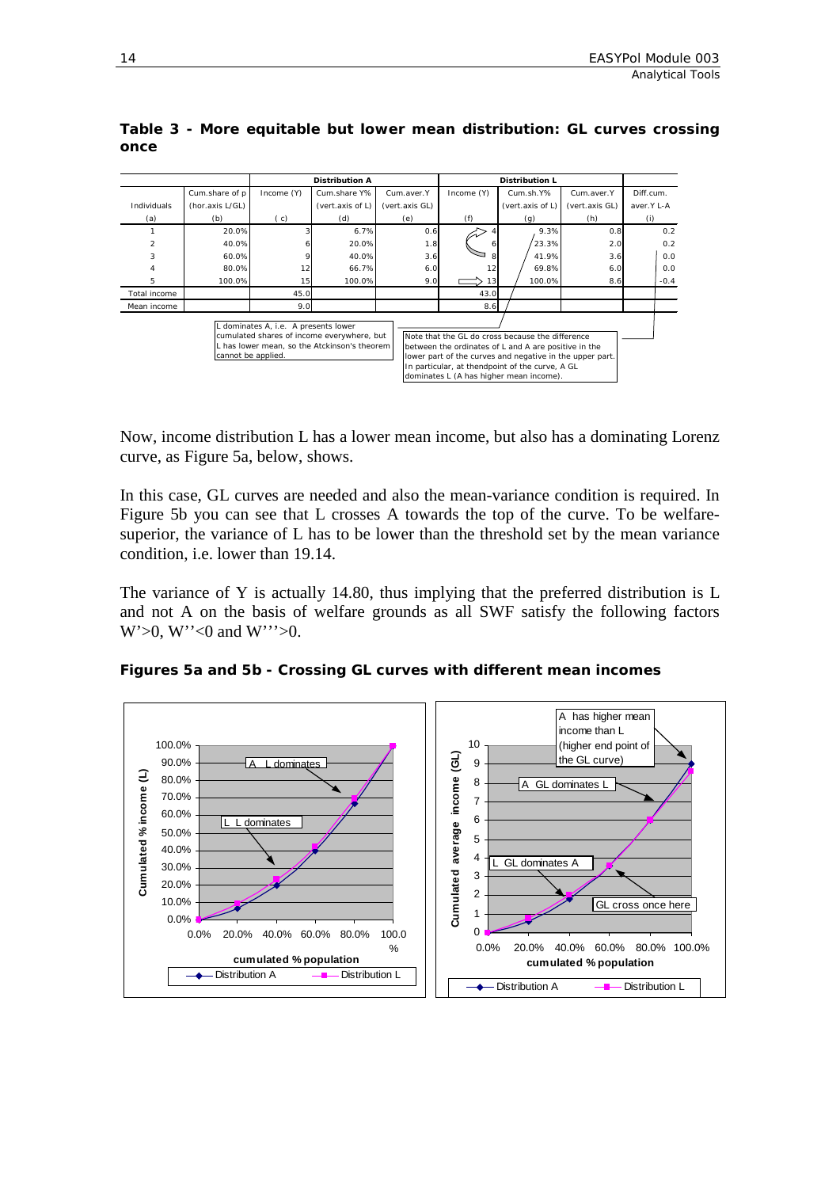**Table 3 - More equitable but lower mean distribution: GL curves crossing once**

| | | Distribution A | | | Distribution L | | | |
|---|---|---|---|---|---|---|---|---|
| | Cum.share of p | Income (Y) | Cum.share Y% | Cum.aver.Y | Income (Y) | Cum.sh.Y% | Cum.aver.Y | Diff.cum. |
| Individuals | (hor.axis L/GL) | | (vert.axis of L) | (vert.axis GL) | | (vert.axis of L) | (vert.axis GL) | aver.Y L-A |
| (a) | (b) | (c) | (d) | (e) | (f) | (g) | (h) | (i) |
| 1 | 20.0% | 3 | 6.7% | 0.6 | 4 | 9.3% | 0.8 | 0.2 |
| 2 | 40.0% | 6 | 20.0% | 1.8 | 6 | 23.3% | 2.0 | 0.2 |
| 3 | 60.0% | 9 | 40.0% | 3.6 | 8 | 41.9% | 3.6 | 0.0 |
| 4 | 80.0% | 12 | 66.7% | 6.0 | 12 | 69.8% | 6.0 | 0.0 |
| 5 | 100.0% | 15 | 100.0% | 9.0 | 13 | 100.0% | 8.6 | -0.4 |
| Total income | | 45.0 | | | 43.0 | | | |
| Mean income | | 9.0 | | | 8.6 | | | |

L dominates A, i.e. A presents lower cumulated shares of income everywhere, but L has lower mean, so the Atckinson's theorem cannot be applied.

Note that the GL do cross because the difference between the ordinates of L and A are positive in the lower part of the curves and negative in the upper part. In particular, at thendpoint of the curve, A GL dominates L (A has higher mean income).

Now, income distribution L has a lower mean income, but also has a dominating Lorenz curve, as Figure 5a, below, shows.

In this case, GL curves are needed and also the mean-variance condition is required. In Figure 5b you can see that L crosses A towards the top of the curve. To be welfare-superior, the variance of L has to be lower than the threshold set by the mean variance condition, i.e. lower than 19.14.

The variance of Y is actually 14.80, thus implying that the preferred distribution is L and not A on the basis of welfare grounds as all SWF satisfy the following factors $W'>0$, $W''<0$ and $W'''>0$.

**Figures 5a and 5b - Crossing GL curves with different mean incomes**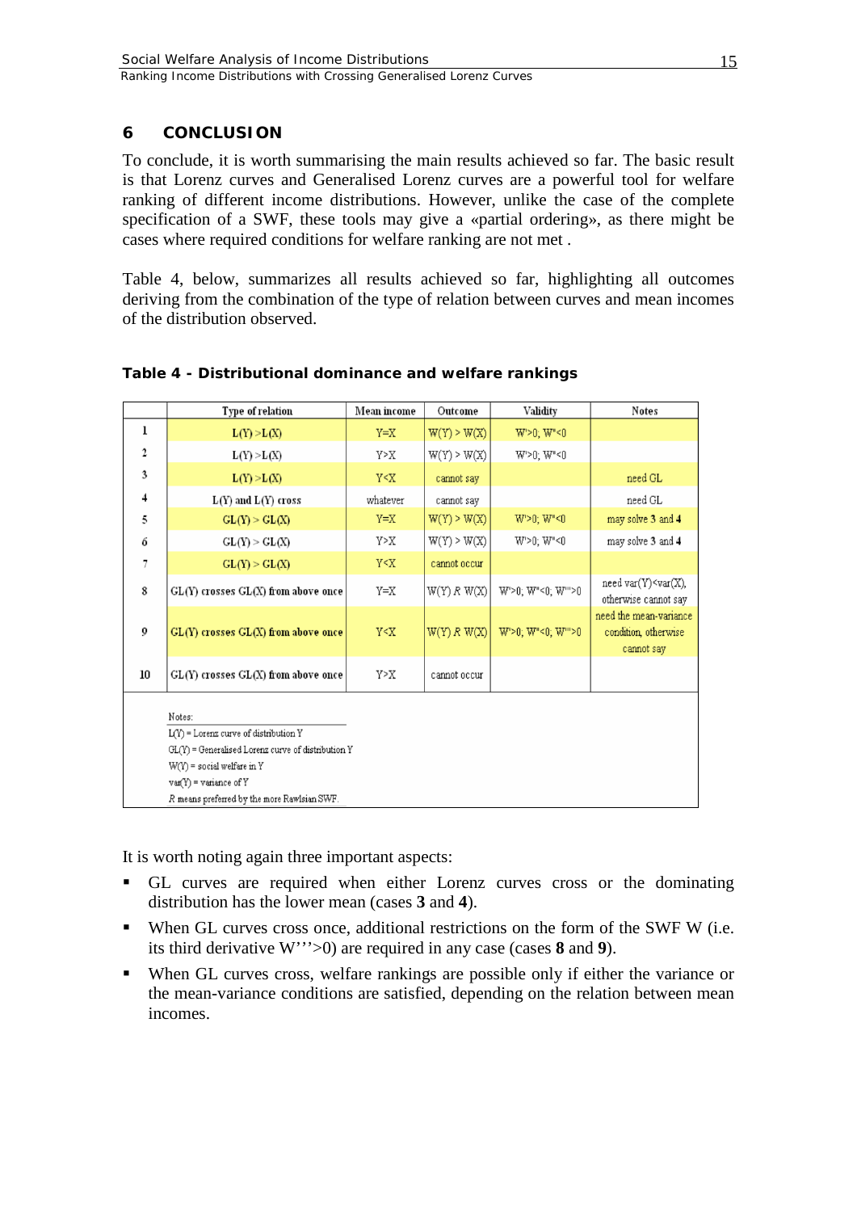## 6 CONCLUSION

To conclude, it is worth summarising the main results achieved so far. The basic result is that Lorenz curves and Generalised Lorenz curves are a powerful tool for welfare ranking of different income distributions. However, unlike the case of the complete specification of a SWF, these tools may give a «partial ordering», as there might be cases where required conditions for welfare ranking are not met .

Table 4, below, summarizes all results achieved so far, highlighting all outcomes deriving from the combination of the type of relation between curves and mean incomes of the distribution observed.

**Table 4 - Distributional dominance and welfare rankings**

| | Type of relation | Mean income | Outcome | Validity | Notes |
|---|---|---|---|---|---|
| 1 | $L(Y) > L(X)$ | $Y=X$ | $W(Y) > W(X)$ | $W'>0$; $W''<0$ | |
| 2 | $L(Y) > L(X)$ | $Y>X$ | $W(Y) > W(X)$ | $W'>0$; $W''<0$ | |
| 3 | $L(Y) > L(X)$ | $Y<X$ | cannot say | | need GL |
| 4 | $L(Y)$ and $L(Y)$ cross | whatever | cannot say | | need GL |
| 5 | $GL(Y) > GL(X)$ | $Y=X$ | $W(Y) > W(X)$ | $W'>0$; $W''<0$ | may solve 3 and 4 |
| 6 | $GL(Y) > GL(X)$ | $Y>X$ | $W(Y) > W(X)$ | $W'>0$; $W''<0$ | may solve 3 and 4 |
| 7 | $GL(Y) > GL(X)$ | $Y<X$ | cannot occur | | |
| 8 | $GL(Y)$ crosses $GL(X)$ from above once | $Y=X$ | $W(Y)\ R\ W(X)$ | $W'>0$; $W''<0$; $W'''>0$ | need $var(Y)<var(X)$, otherwise cannot say |
| 9 | $GL(Y)$ crosses $GL(X)$ from above once | $Y<X$ | $W(Y)\ R\ W(X)$ | $W'>0$; $W''<0$; $W'''>0$ | need the mean-variance condition, otherwise cannot say |
| 10 | $GL(Y)$ crosses $GL(X)$ from above once | $Y>X$ | cannot occur | | |

Notes:
$L(Y)$ = Lorenz curve of distribution Y
$GL(Y)$ = Generalised Lorenz curve of distribution Y
$W(Y)$ = social welfare in Y
$var(Y)$ = variance of Y
$R$ means preferred by the more Rawlsian SWF.

It is worth noting again three important aspects:

- GL curves are required when either Lorenz curves cross or the dominating distribution has the lower mean (cases **3** and **4**).
- When GL curves cross once, additional restrictions on the form of the SWF W (i.e. its third derivative $W'''>0$) are required in any case (cases **8** and **9**).
- When GL curves cross, welfare rankings are possible only if either the variance or the mean-variance conditions are satisfied, depending on the relation between mean incomes.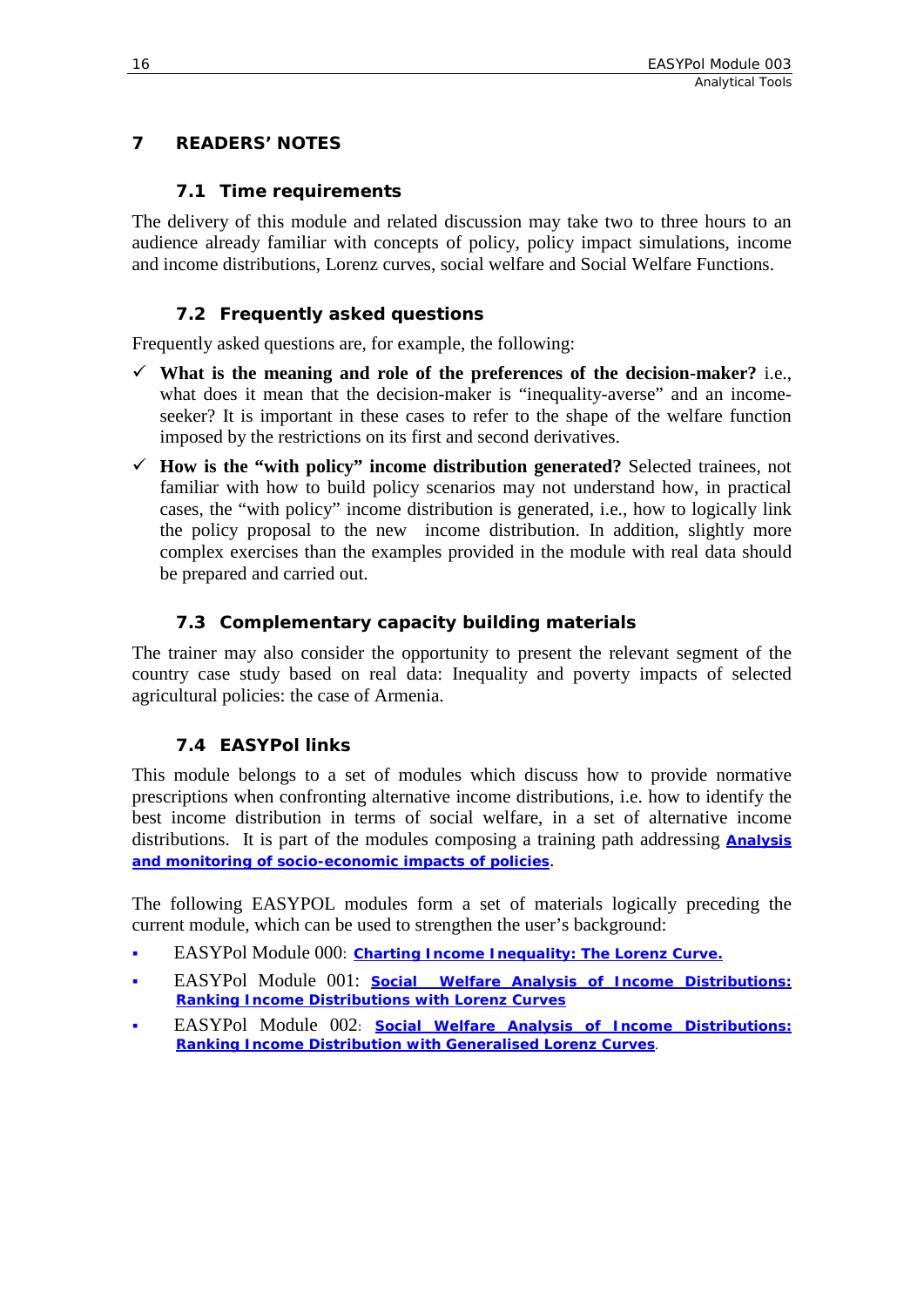# 7 READERS' NOTES

## 7.1 Time requirements

The delivery of this module and related discussion may take two to three hours to an audience already familiar with concepts of policy, policy impact simulations, income and income distributions, Lorenz curves, social welfare and Social Welfare Functions.

## 7.2 Frequently asked questions

Frequently asked questions are, for example, the following:

- ✓ **What is the meaning and role of the preferences of the decision-maker?** i.e., what does it mean that the decision-maker is "inequality-averse" and an income-seeker? It is important in these cases to refer to the shape of the welfare function imposed by the restrictions on its first and second derivatives.
- ✓ **How is the "with policy" income distribution generated?** Selected trainees, not familiar with how to build policy scenarios may not understand how, in practical cases, the "with policy" income distribution is generated, i.e., how to logically link the policy proposal to the new income distribution. In addition, slightly more complex exercises than the examples provided in the module with real data should be prepared and carried out.

## 7.3 Complementary capacity building materials

The trainer may also consider the opportunity to present the relevant segment of the country case study based on real data: Inequality and poverty impacts of selected agricultural policies: the case of Armenia.

## 7.4 EASYPol links

This module belongs to a set of modules which discuss how to provide normative prescriptions when confronting alternative income distributions, i.e. how to identify the best income distribution in terms of social welfare, in a set of alternative income distributions. It is part of the modules composing a training path addressing **Analysis and monitoring of socio-economic impacts of policies**.

The following EASYPOL modules form a set of materials logically preceding the current module, which can be used to strengthen the user's background:

- EASYPol Module 000: **Charting Income Inequality: The Lorenz Curve.**
- EASYPol Module 001: **Social Welfare Analysis of Income Distributions: Ranking Income Distributions with Lorenz Curves**
- EASYPol Module 002: **Social Welfare Analysis of Income Distributions: Ranking Income Distribution with Generalised Lorenz Curves**.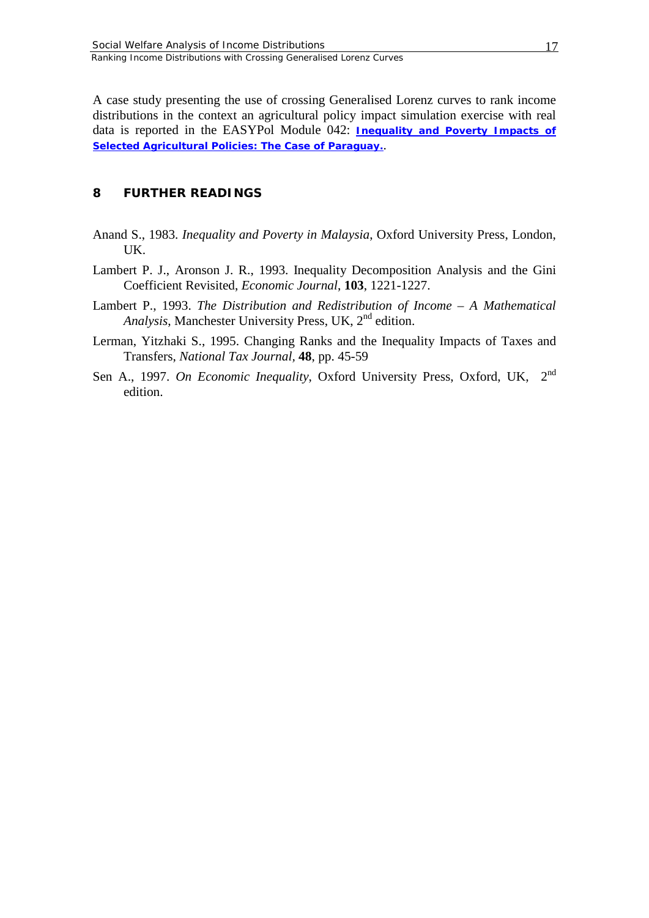A case study presenting the use of crossing Generalised Lorenz curves to rank income distributions in the context an agricultural policy impact simulation exercise with real data is reported in the EASYPol Module 042: **Inequality and Poverty Impacts of Selected Agricultural Policies: The Case of Paraguay.**.

## 8 FURTHER READINGS

Anand S., 1983. *Inequality and Poverty in Malaysia*, Oxford University Press, London, UK.

Lambert P. J., Aronson J. R., 1993. Inequality Decomposition Analysis and the Gini Coefficient Revisited, *Economic Journal*, **103**, 1221-1227.

Lambert P., 1993. *The Distribution and Redistribution of Income – A Mathematical Analysis*, Manchester University Press, UK, 2nd edition.

Lerman, Yitzhaki S., 1995. Changing Ranks and the Inequality Impacts of Taxes and Transfers, *National Tax Journal*, **48**, pp. 45-59

Sen A., 1997. *On Economic Inequality*, Oxford University Press, Oxford, UK, 2nd edition.